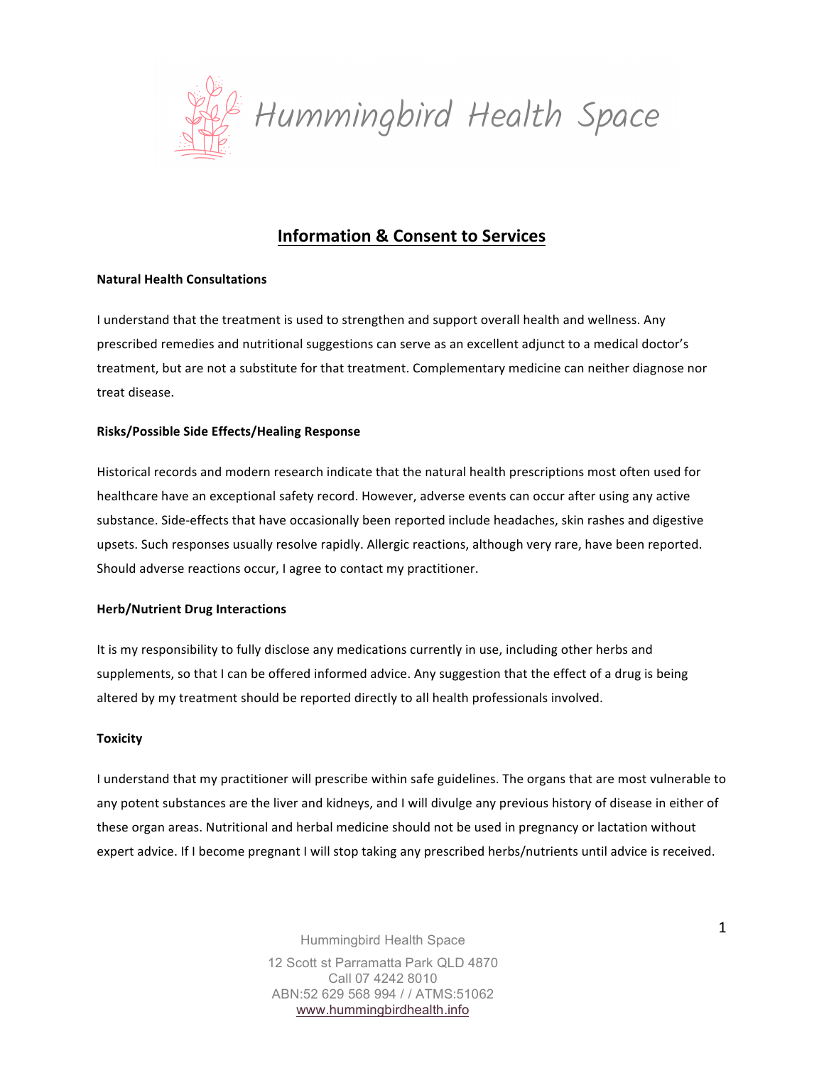# Hummingbird Health Space

## Information & Consent to Services

**Natural Health Consultations**

I understand that the treatment is used to strengthen and support overall health and wellness. Any prescribed remedies and nutritional suggestions can serve as an excellent adjunct to a medical doctor's treatment, but are not a substitute for that treatment. Complementary medicine can neither diagnose nor treat disease.

**Risks/Possible Side Effects/Healing Response**

Historical records and modern research indicate that the natural health prescriptions most often used for healthcare have an exceptional safety record. However, adverse events can occur after using any active substance. Side-effects that have occasionally been reported include headaches, skin rashes and digestive upsets. Such responses usually resolve rapidly. Allergic reactions, although very rare, have been reported. Should adverse reactions occur, I agree to contact my practitioner.

**Herb/Nutrient Drug Interactions**

It is my responsibility to fully disclose any medications currently in use, including other herbs and supplements, so that I can be offered informed advice. Any suggestion that the effect of a drug is being altered by my treatment should be reported directly to all health professionals involved.

**Toxicity**

I understand that my practitioner will prescribe within safe guidelines. The organs that are most vulnerable to any potent substances are the liver and kidneys, and I will divulge any previous history of disease in either of these organ areas. Nutritional and herbal medicine should not be used in pregnancy or lactation without expert advice. If I become pregnant I will stop taking any prescribed herbs/nutrients until advice is received.

Hummingbird Health Space
12 Scott st Parramatta Park QLD 4870
Call 07 4242 8010
ABN:52 629 568 994 / / ATMS:51062
www.hummingbirdhealth.info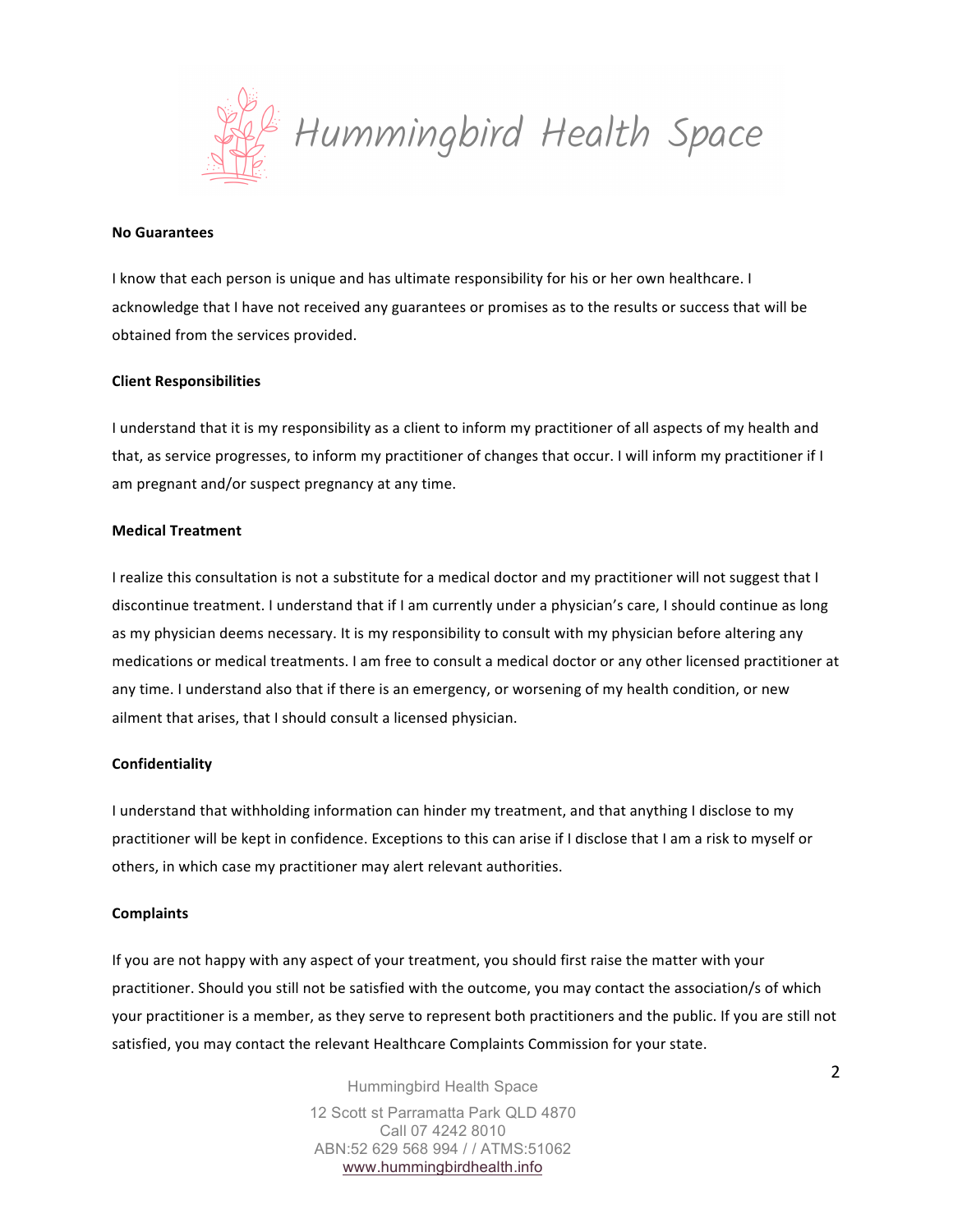**No Guarantees**

I know that each person is unique and has ultimate responsibility for his or her own healthcare. I acknowledge that I have not received any guarantees or promises as to the results or success that will be obtained from the services provided.

**Client Responsibilities**

I understand that it is my responsibility as a client to inform my practitioner of all aspects of my health and that, as service progresses, to inform my practitioner of changes that occur. I will inform my practitioner if I am pregnant and/or suspect pregnancy at any time.

**Medical Treatment**

I realize this consultation is not a substitute for a medical doctor and my practitioner will not suggest that I discontinue treatment. I understand that if I am currently under a physician's care, I should continue as long as my physician deems necessary. It is my responsibility to consult with my physician before altering any medications or medical treatments. I am free to consult a medical doctor or any other licensed practitioner at any time. I understand also that if there is an emergency, or worsening of my health condition, or new ailment that arises, that I should consult a licensed physician.

**Confidentiality**

I understand that withholding information can hinder my treatment, and that anything I disclose to my practitioner will be kept in confidence. Exceptions to this can arise if I disclose that I am a risk to myself or others, in which case my practitioner may alert relevant authorities.

**Complaints**

If you are not happy with any aspect of your treatment, you should first raise the matter with your practitioner. Should you still not be satisfied with the outcome, you may contact the association/s of which your practitioner is a member, as they serve to represent both practitioners and the public. If you are still not satisfied, you may contact the relevant Healthcare Complaints Commission for your state.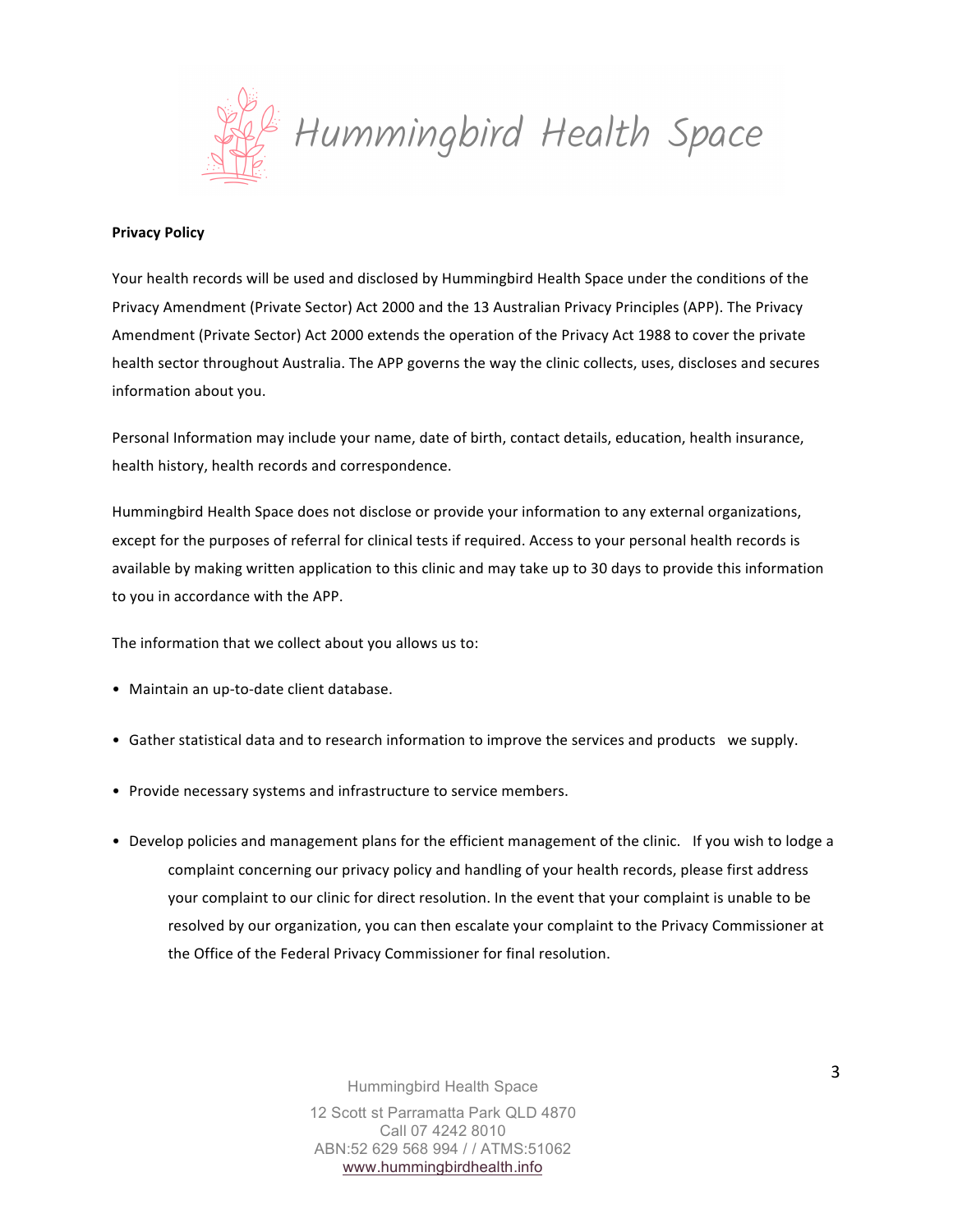**Privacy Policy**

Your health records will be used and disclosed by Hummingbird Health Space under the conditions of the Privacy Amendment (Private Sector) Act 2000 and the 13 Australian Privacy Principles (APP). The Privacy Amendment (Private Sector) Act 2000 extends the operation of the Privacy Act 1988 to cover the private health sector throughout Australia. The APP governs the way the clinic collects, uses, discloses and secures information about you.

Personal Information may include your name, date of birth, contact details, education, health insurance, health history, health records and correspondence.

Hummingbird Health Space does not disclose or provide your information to any external organizations, except for the purposes of referral for clinical tests if required. Access to your personal health records is available by making written application to this clinic and may take up to 30 days to provide this information to you in accordance with the APP.

The information that we collect about you allows us to:

- Maintain an up-to-date client database.
- Gather statistical data and to research information to improve the services and products we supply.
- Provide necessary systems and infrastructure to service members.
- Develop policies and management plans for the efficient management of the clinic. If you wish to lodge a complaint concerning our privacy policy and handling of your health records, please first address your complaint to our clinic for direct resolution. In the event that your complaint is unable to be resolved by our organization, you can then escalate your complaint to the Privacy Commissioner at the Office of the Federal Privacy Commissioner for final resolution.

Hummingbird Health Space

12 Scott st Parramatta Park QLD 4870
Call 07 4242 8010
ABN:52 629 568 994 / / ATMS:51062
www.hummingbirdhealth.info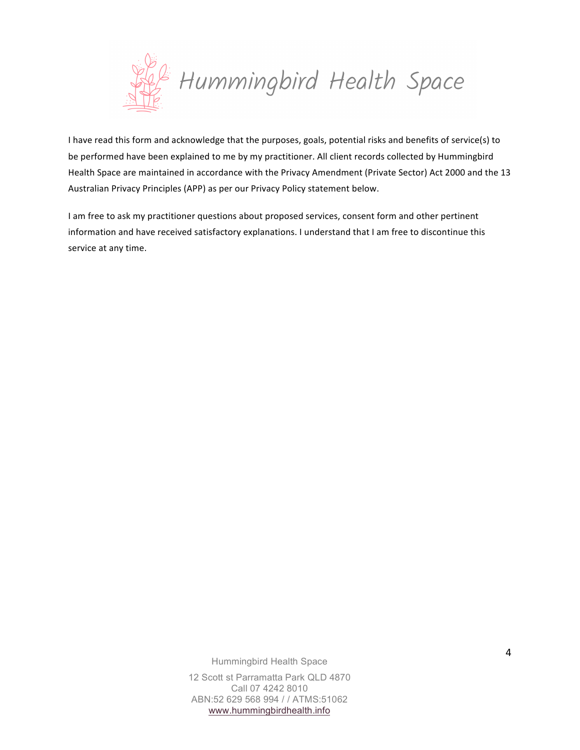I have read this form and acknowledge that the purposes, goals, potential risks and benefits of service(s) to be performed have been explained to me by my practitioner. All client records collected by Hummingbird Health Space are maintained in accordance with the Privacy Amendment (Private Sector) Act 2000 and the 13 Australian Privacy Principles (APP) as per our Privacy Policy statement below.

I am free to ask my practitioner questions about proposed services, consent form and other pertinent information and have received satisfactory explanations. I understand that I am free to discontinue this service at any time.